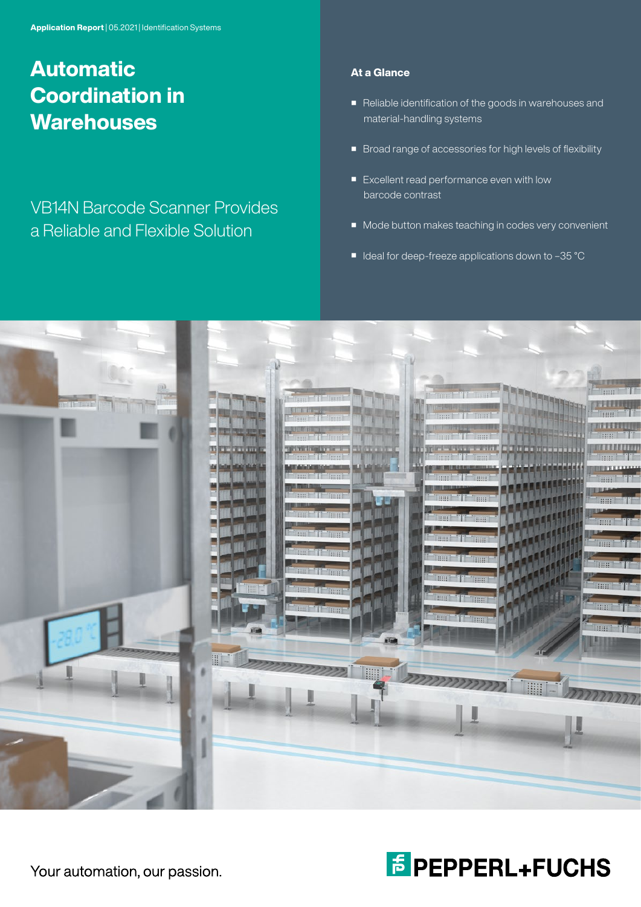**Application Report** | 05.2021 | Identification Systems

# Automatic Coordination in Warehouses

## VB14N Barcode Scanner Provides a Reliable and Flexible Solution

### At a Glance

- Reliable identification of the goods in warehouses and material-handling systems
- Broad range of accessories for high levels of flexibility
- Excellent read performance even with low barcode contrast
- Mode button makes teaching in codes very convenient
- Ideal for deep-freeze applications down to –35 °C

Your automation, our passion.

PEPPERL+FUCHS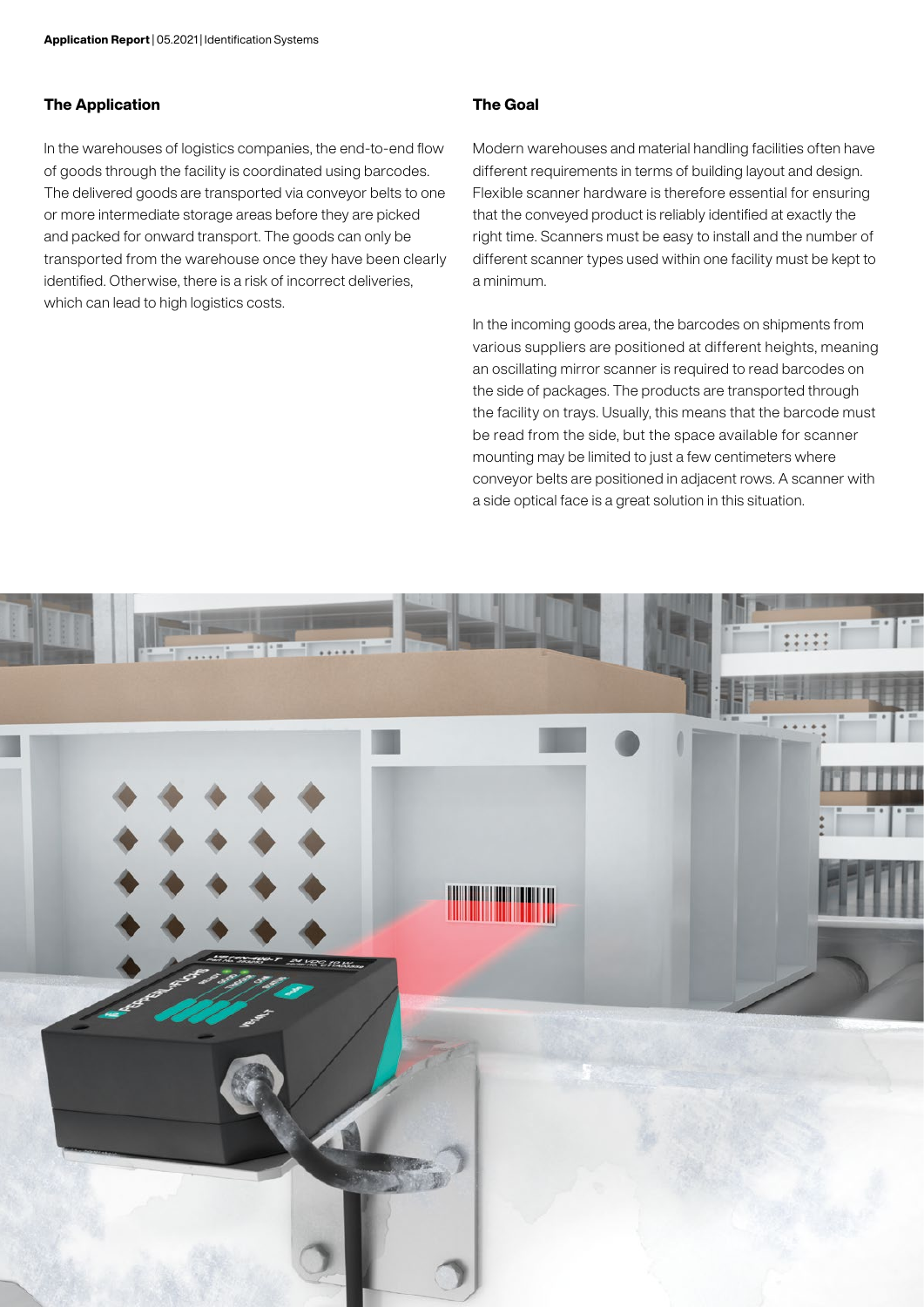## The Application

In the warehouses of logistics companies, the end-to-end flow of goods through the facility is coordinated using barcodes. The delivered goods are transported via conveyor belts to one or more intermediate storage areas before they are picked and packed for onward transport. The goods can only be transported from the warehouse once they have been clearly identified. Otherwise, there is a risk of incorrect deliveries, which can lead to high logistics costs.

## The Goal

Modern warehouses and material handling facilities often have different requirements in terms of building layout and design. Flexible scanner hardware is therefore essential for ensuring that the conveyed product is reliably identified at exactly the right time. Scanners must be easy to install and the number of different scanner types used within one facility must be kept to a minimum.

In the incoming goods area, the barcodes on shipments from various suppliers are positioned at different heights, meaning an oscillating mirror scanner is required to read barcodes on the side of packages. The products are transported through the facility on trays. Usually, this means that the barcode must be read from the side, but the space available for scanner mounting may be limited to just a few centimeters where conveyor belts are positioned in adjacent rows. A scanner with a side optical face is a great solution in this situation.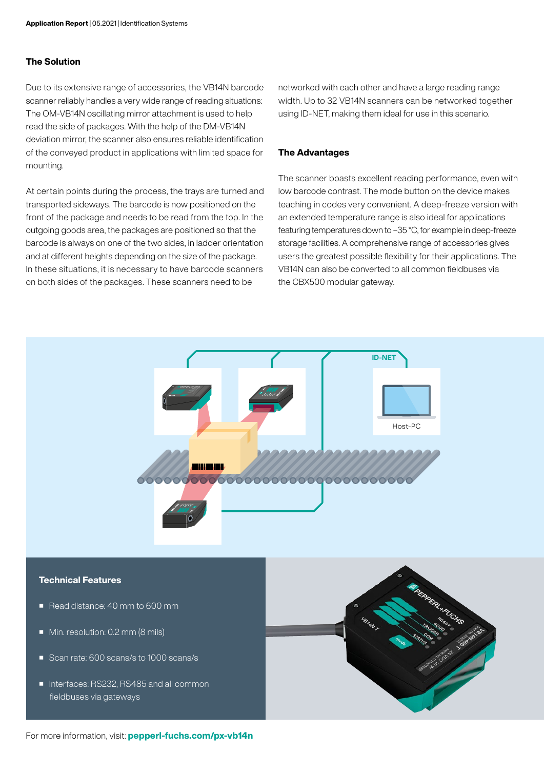## The Solution

Due to its extensive range of accessories, the VB14N barcode scanner reliably handles a very wide range of reading situations: The OM-VB14N oscillating mirror attachment is used to help read the side of packages. With the help of the DM-VB14N deviation mirror, the scanner also ensures reliable identification of the conveyed product in applications with limited space for mounting.

At certain points during the process, the trays are turned and transported sideways. The barcode is now positioned on the front of the package and needs to be read from the top. In the outgoing goods area, the packages are positioned so that the barcode is always on one of the two sides, in ladder orientation and at different heights depending on the size of the package. In these situations, it is necessary to have barcode scanners on both sides of the packages. These scanners need to be networked with each other and have a large reading range width. Up to 32 VB14N scanners can be networked together using ID-NET, making them ideal for use in this scenario.

## The Advantages

The scanner boasts excellent reading performance, even with low barcode contrast. The mode button on the device makes teaching in codes very convenient. A deep-freeze version with an extended temperature range is also ideal for applications featuring temperatures down to –35 °C, for example in deep-freeze storage facilities. A comprehensive range of accessories gives users the greatest possible flexibility for their applications. The VB14N can also be converted to all common fieldbuses via the CBX500 modular gateway.

ID-NET

Host-PC

### Technical Features

- Read distance: 40 mm to 600 mm
- Min. resolution: 0.2 mm (8 mils)
- Scan rate: 600 scans/s to 1000 scans/s
- Interfaces: RS232, RS485 and all common fieldbuses via gateways

For more information, visit: **pepperl-fuchs.com/px-vb14n**